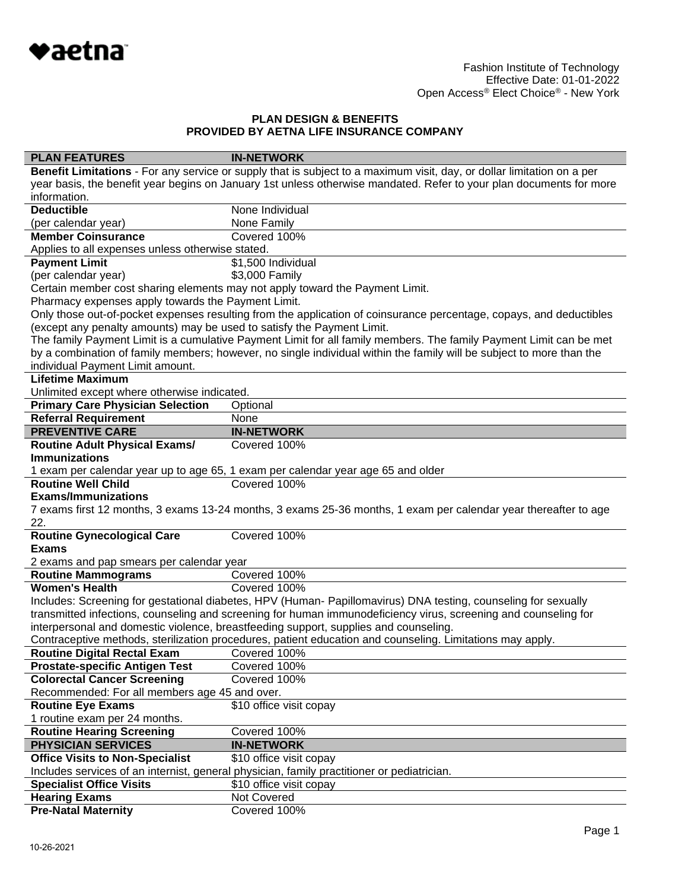♥aetna™

Fashion Institute of Technology
Effective Date: 01-01-2022
Open Access® Elect Choice® - New York

# PLAN DESIGN & BENEFITS
## PROVIDED BY AETNA LIFE INSURANCE COMPANY

| PLAN FEATURES | IN-NETWORK |
|---|---|
| **Benefit Limitations** - For any service or supply that is subject to a maximum visit, day, or dollar limitation on a per year basis, the benefit year begins on January 1st unless otherwise mandated. Refer to your plan documents for more information. | |
| **Deductible** (per calendar year) | None Individual<br>None Family |
| **Member Coinsurance** | Covered 100% |
| Applies to all expenses unless otherwise stated. | |
| **Payment Limit** (per calendar year) | $1,500 Individual<br>$3,000 Family |
| Certain member cost sharing elements may not apply toward the Payment Limit.<br>Pharmacy expenses apply towards the Payment Limit.<br>Only those out-of-pocket expenses resulting from the application of coinsurance percentage, copays, and deductibles (except any penalty amounts) may be used to satisfy the Payment Limit.<br>The family Payment Limit is a cumulative Payment Limit for all family members. The family Payment Limit can be met by a combination of family members; however, no single individual within the family will be subject to more than the individual Payment Limit amount. | |
| **Lifetime Maximum** | |
| Unlimited except where otherwise indicated. | |
| **Primary Care Physician Selection** | Optional |
| **Referral Requirement** | None |
| **PREVENTIVE CARE** | **IN-NETWORK** |
| **Routine Adult Physical Exams/ Immunizations** | Covered 100% |
| 1 exam per calendar year up to age 65, 1 exam per calendar year age 65 and older | |
| **Routine Well Child Exams/Immunizations** | Covered 100% |
| 7 exams first 12 months, 3 exams 13-24 months, 3 exams 25-36 months, 1 exam per calendar year thereafter to age 22. | |
| **Routine Gynecological Care Exams** | Covered 100% |
| 2 exams and pap smears per calendar year | |
| **Routine Mammograms** | Covered 100% |
| **Women's Health** | Covered 100% |
| Includes: Screening for gestational diabetes, HPV (Human- Papillomavirus) DNA testing, counseling for sexually transmitted infections, counseling and screening for human immunodeficiency virus, screening and counseling for interpersonal and domestic violence, breastfeeding support, supplies and counseling.<br>Contraceptive methods, sterilization procedures, patient education and counseling. Limitations may apply. | |
| **Routine Digital Rectal Exam** | Covered 100% |
| **Prostate-specific Antigen Test** | Covered 100% |
| **Colorectal Cancer Screening** | Covered 100% |
| Recommended: For all members age 45 and over. | |
| **Routine Eye Exams** | $10 office visit copay |
| 1 routine exam per 24 months. | |
| **Routine Hearing Screening** | Covered 100% |
| **PHYSICIAN SERVICES** | **IN-NETWORK** |
| **Office Visits to Non-Specialist** | $10 office visit copay |
| Includes services of an internist, general physician, family practitioner or pediatrician. | |
| **Specialist Office Visits** | $10 office visit copay |
| **Hearing Exams** | Not Covered |
| **Pre-Natal Maternity** | Covered 100% |

10-26-2021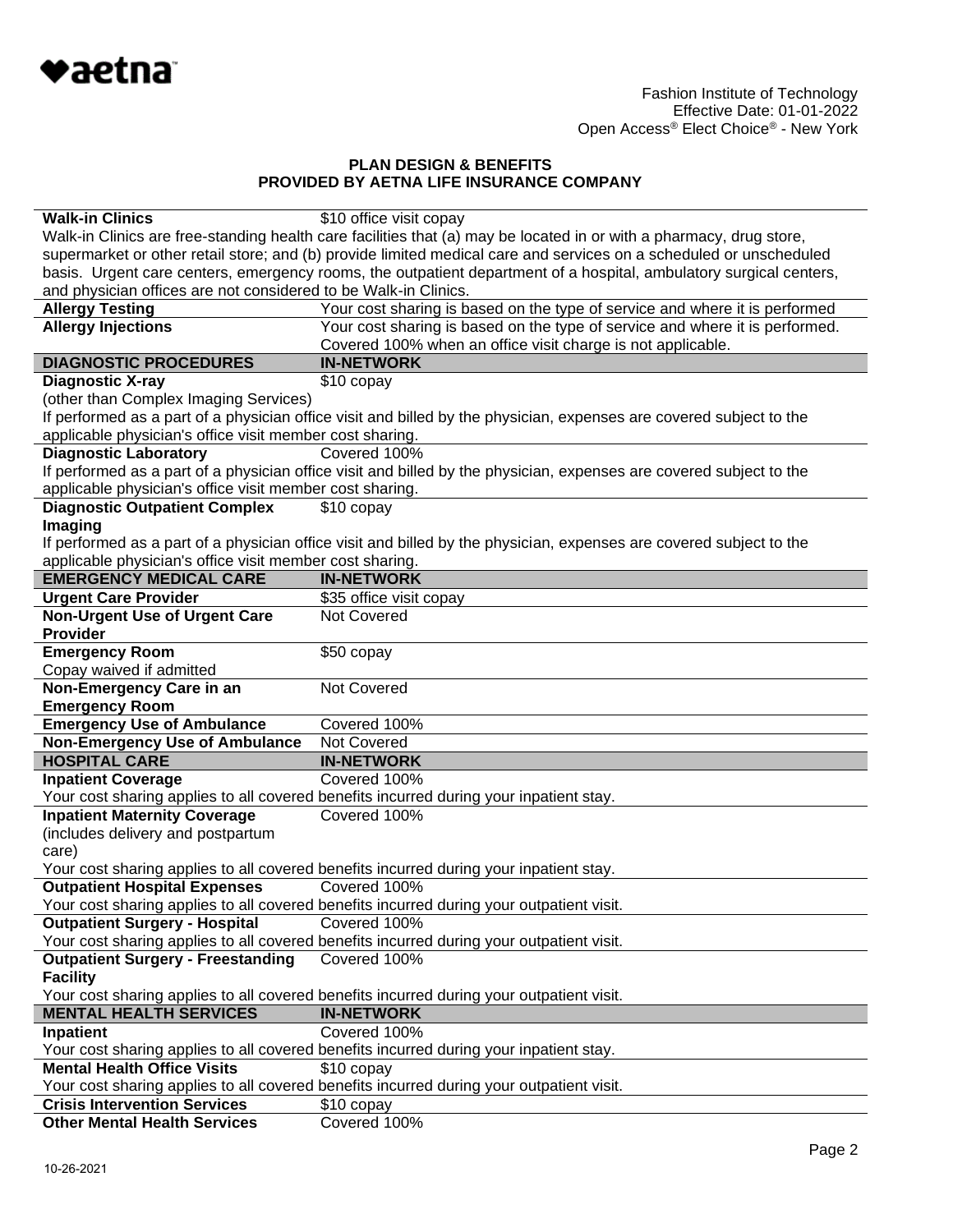**PLAN DESIGN & BENEFITS**
**PROVIDED BY AETNA LIFE INSURANCE COMPANY**

| | |
|---|---|
| **Walk-in Clinics** | $10 office visit copay |
| Walk-in Clinics are free-standing health care facilities that (a) may be located in or with a pharmacy, drug store, supermarket or other retail store; and (b) provide limited medical care and services on a scheduled or unscheduled basis. Urgent care centers, emergency rooms, the outpatient department of a hospital, ambulatory surgical centers, and physician offices are not considered to be Walk-in Clinics. | |
| **Allergy Testing** | Your cost sharing is based on the type of service and where it is performed |
| **Allergy Injections** | Your cost sharing is based on the type of service and where it is performed. Covered 100% when an office visit charge is not applicable. |
| **DIAGNOSTIC PROCEDURES** | **IN-NETWORK** |
| **Diagnostic X-ray** (other than Complex Imaging Services) | $10 copay |
| If performed as a part of a physician office visit and billed by the physician, expenses are covered subject to the applicable physician's office visit member cost sharing. | |
| **Diagnostic Laboratory** | Covered 100% |
| If performed as a part of a physician office visit and billed by the physician, expenses are covered subject to the applicable physician's office visit member cost sharing. | |
| **Diagnostic Outpatient Complex Imaging** | $10 copay |
| If performed as a part of a physician office visit and billed by the physician, expenses are covered subject to the applicable physician's office visit member cost sharing. | |
| **EMERGENCY MEDICAL CARE** | **IN-NETWORK** |
| **Urgent Care Provider** | $35 office visit copay |
| **Non-Urgent Use of Urgent Care Provider** | Not Covered |
| **Emergency Room** Copay waived if admitted | $50 copay |
| **Non-Emergency Care in an Emergency Room** | Not Covered |
| **Emergency Use of Ambulance** | Covered 100% |
| **Non-Emergency Use of Ambulance** | Not Covered |
| **HOSPITAL CARE** | **IN-NETWORK** |
| **Inpatient Coverage** | Covered 100% |
| Your cost sharing applies to all covered benefits incurred during your inpatient stay. | |
| **Inpatient Maternity Coverage** (includes delivery and postpartum care) | Covered 100% |
| Your cost sharing applies to all covered benefits incurred during your inpatient stay. | |
| **Outpatient Hospital Expenses** | Covered 100% |
| Your cost sharing applies to all covered benefits incurred during your outpatient visit. | |
| **Outpatient Surgery - Hospital** | Covered 100% |
| Your cost sharing applies to all covered benefits incurred during your outpatient visit. | |
| **Outpatient Surgery - Freestanding Facility** | Covered 100% |
| Your cost sharing applies to all covered benefits incurred during your outpatient visit. | |
| **MENTAL HEALTH SERVICES** | **IN-NETWORK** |
| **Inpatient** | Covered 100% |
| Your cost sharing applies to all covered benefits incurred during your inpatient stay. | |
| **Mental Health Office Visits** | $10 copay |
| Your cost sharing applies to all covered benefits incurred during your outpatient visit. | |
| **Crisis Intervention Services** | $10 copay |
| **Other Mental Health Services** | Covered 100% |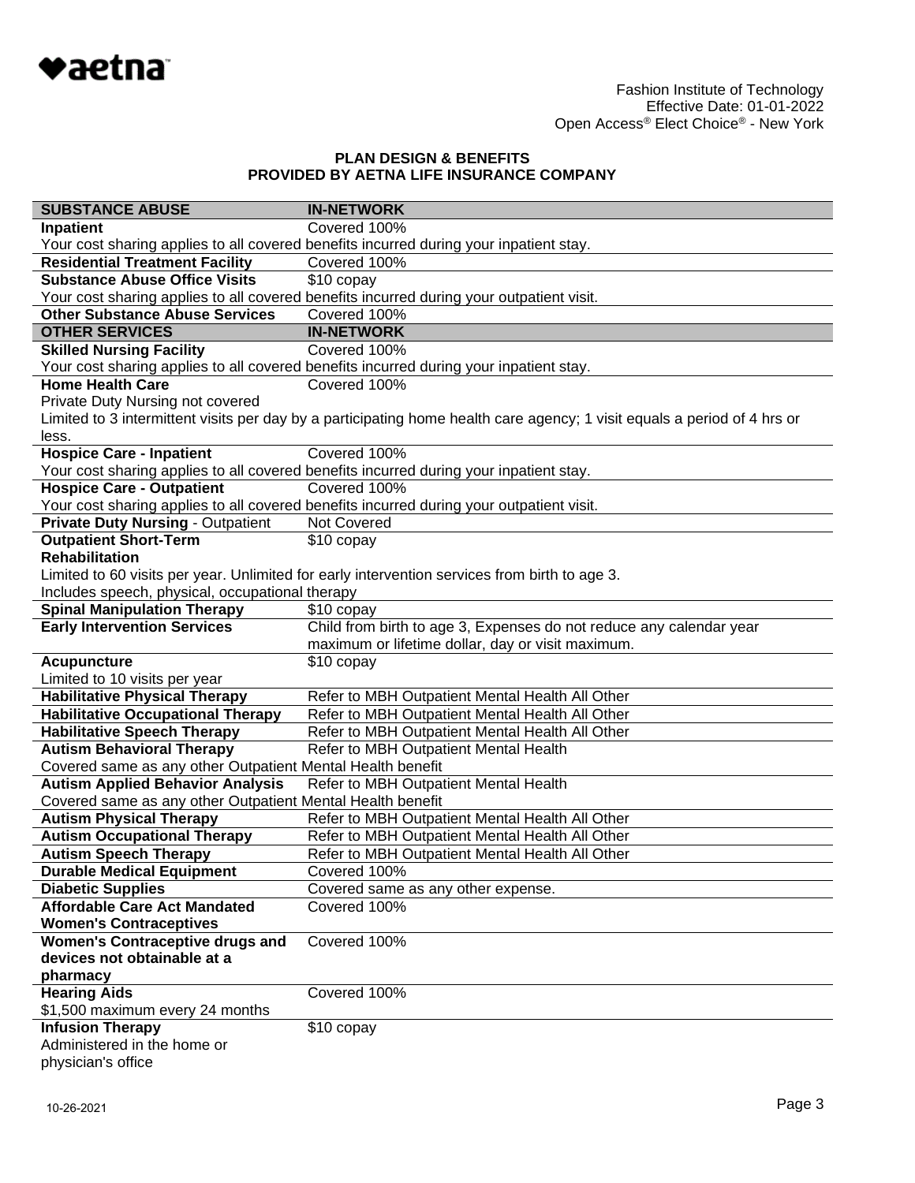**PLAN DESIGN & BENEFITS**
**PROVIDED BY AETNA LIFE INSURANCE COMPANY**

| SUBSTANCE ABUSE | IN-NETWORK |
|---|---|
| **Inpatient** | Covered 100% |
| Your cost sharing applies to all covered benefits incurred during your inpatient stay. | |
| **Residential Treatment Facility** | Covered 100% |
| **Substance Abuse Office Visits** | $10 copay |
| Your cost sharing applies to all covered benefits incurred during your outpatient visit. | |
| **Other Substance Abuse Services** | Covered 100% |
| **OTHER SERVICES** | **IN-NETWORK** |
| **Skilled Nursing Facility** | Covered 100% |
| Your cost sharing applies to all covered benefits incurred during your inpatient stay. | |
| **Home Health Care** | Covered 100% |
| Private Duty Nursing not covered<br>Limited to 3 intermittent visits per day by a participating home health care agency; 1 visit equals a period of 4 hrs or less. | |
| **Hospice Care - Inpatient** | Covered 100% |
| Your cost sharing applies to all covered benefits incurred during your inpatient stay. | |
| **Hospice Care - Outpatient** | Covered 100% |
| Your cost sharing applies to all covered benefits incurred during your outpatient visit. | |
| **Private Duty Nursing** - Outpatient | Not Covered |
| **Outpatient Short-Term Rehabilitation** | $10 copay |
| Limited to 60 visits per year. Unlimited for early intervention services from birth to age 3.<br>Includes speech, physical, occupational therapy | |
| **Spinal Manipulation Therapy** | $10 copay |
| **Early Intervention Services** | Child from birth to age 3, Expenses do not reduce any calendar year maximum or lifetime dollar, day or visit maximum. |
| **Acupuncture** | $10 copay |
| Limited to 10 visits per year | |
| **Habilitative Physical Therapy** | Refer to MBH Outpatient Mental Health All Other |
| **Habilitative Occupational Therapy** | Refer to MBH Outpatient Mental Health All Other |
| **Habilitative Speech Therapy** | Refer to MBH Outpatient Mental Health All Other |
| **Autism Behavioral Therapy** | Refer to MBH Outpatient Mental Health |
| Covered same as any other Outpatient Mental Health benefit | |
| **Autism Applied Behavior Analysis** | Refer to MBH Outpatient Mental Health |
| Covered same as any other Outpatient Mental Health benefit | |
| **Autism Physical Therapy** | Refer to MBH Outpatient Mental Health All Other |
| **Autism Occupational Therapy** | Refer to MBH Outpatient Mental Health All Other |
| **Autism Speech Therapy** | Refer to MBH Outpatient Mental Health All Other |
| **Durable Medical Equipment** | Covered 100% |
| **Diabetic Supplies** | Covered same as any other expense. |
| **Affordable Care Act Mandated Women's Contraceptives** | Covered 100% |
| **Women's Contraceptive drugs and devices not obtainable at a pharmacy** | Covered 100% |
| **Hearing Aids** | Covered 100% |
| $1,500 maximum every 24 months | |
| **Infusion Therapy** | $10 copay |
| Administered in the home or physician's office | |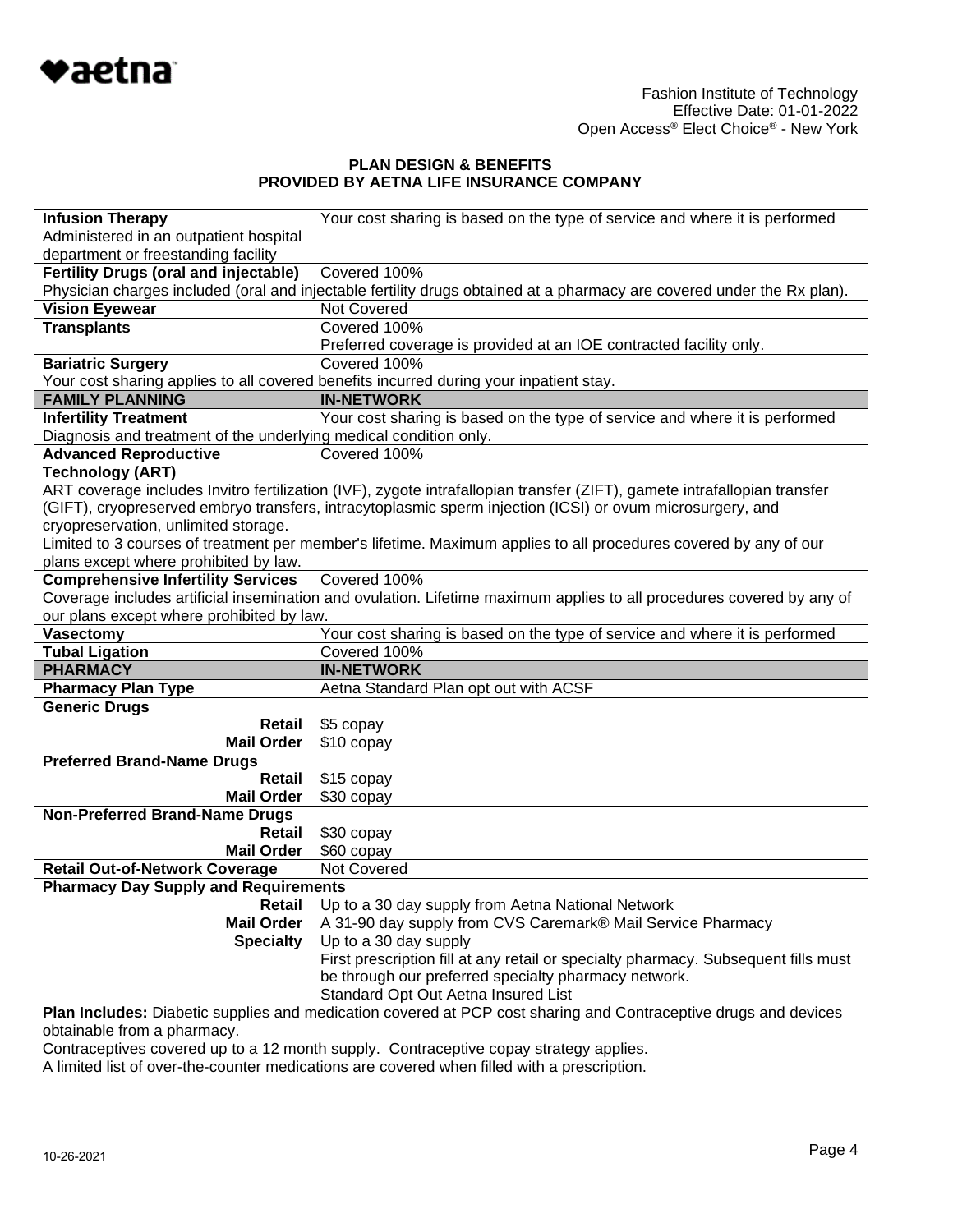Fashion Institute of Technology
Effective Date: 01-01-2022
Open Access® Elect Choice® - New York

**PLAN DESIGN & BENEFITS**
**PROVIDED BY AETNA LIFE INSURANCE COMPANY**

| | |
|---|---|
| **Infusion Therapy** Administered in an outpatient hospital department or freestanding facility | Your cost sharing is based on the type of service and where it is performed |
| **Fertility Drugs (oral and injectable)** | Covered 100% |
| Physician charges included (oral and injectable fertility drugs obtained at a pharmacy are covered under the Rx plan). | |
| **Vision Eyewear** | Not Covered |
| **Transplants** | Covered 100% Preferred coverage is provided at an IOE contracted facility only. |
| **Bariatric Surgery** | Covered 100% |
| Your cost sharing applies to all covered benefits incurred during your inpatient stay. | |
| **FAMILY PLANNING** | **IN-NETWORK** |
| **Infertility Treatment** | Your cost sharing is based on the type of service and where it is performed |
| Diagnosis and treatment of the underlying medical condition only. | |
| **Advanced Reproductive Technology (ART)** | Covered 100% |
| ART coverage includes Invitro fertilization (IVF), zygote intrafallopian transfer (ZIFT), gamete intrafallopian transfer (GIFT), cryopreserved embryo transfers, intracytoplasmic sperm injection (ICSI) or ovum microsurgery, and cryopreservation, unlimited storage. Limited to 3 courses of treatment per member's lifetime. Maximum applies to all procedures covered by any of our plans except where prohibited by law. | |
| **Comprehensive Infertility Services** | Covered 100% |
| Coverage includes artificial insemination and ovulation. Lifetime maximum applies to all procedures covered by any of our plans except where prohibited by law. | |
| **Vasectomy** | Your cost sharing is based on the type of service and where it is performed |
| **Tubal Ligation** | Covered 100% |
| **PHARMACY** | **IN-NETWORK** |
| **Pharmacy Plan Type** | Aetna Standard Plan opt out with ACSF |
| **Generic Drugs** | |
| **Retail** | $5 copay |
| **Mail Order** | $10 copay |
| **Preferred Brand-Name Drugs** | |
| **Retail** | $15 copay |
| **Mail Order** | $30 copay |
| **Non-Preferred Brand-Name Drugs** | |
| **Retail** | $30 copay |
| **Mail Order** | $60 copay |
| **Retail Out-of-Network Coverage** | Not Covered |
| **Pharmacy Day Supply and Requirements** | |
| **Retail** | Up to a 30 day supply from Aetna National Network |
| **Mail Order** | A 31-90 day supply from CVS Caremark® Mail Service Pharmacy |
| **Specialty** | Up to a 30 day supply First prescription fill at any retail or specialty pharmacy. Subsequent fills must be through our preferred specialty pharmacy network. Standard Opt Out Aetna Insured List |

**Plan Includes:** Diabetic supplies and medication covered at PCP cost sharing and Contraceptive drugs and devices obtainable from a pharmacy.
Contraceptives covered up to a 12 month supply. Contraceptive copay strategy applies.
A limited list of over-the-counter medications are covered when filled with a prescription.

10-26-2021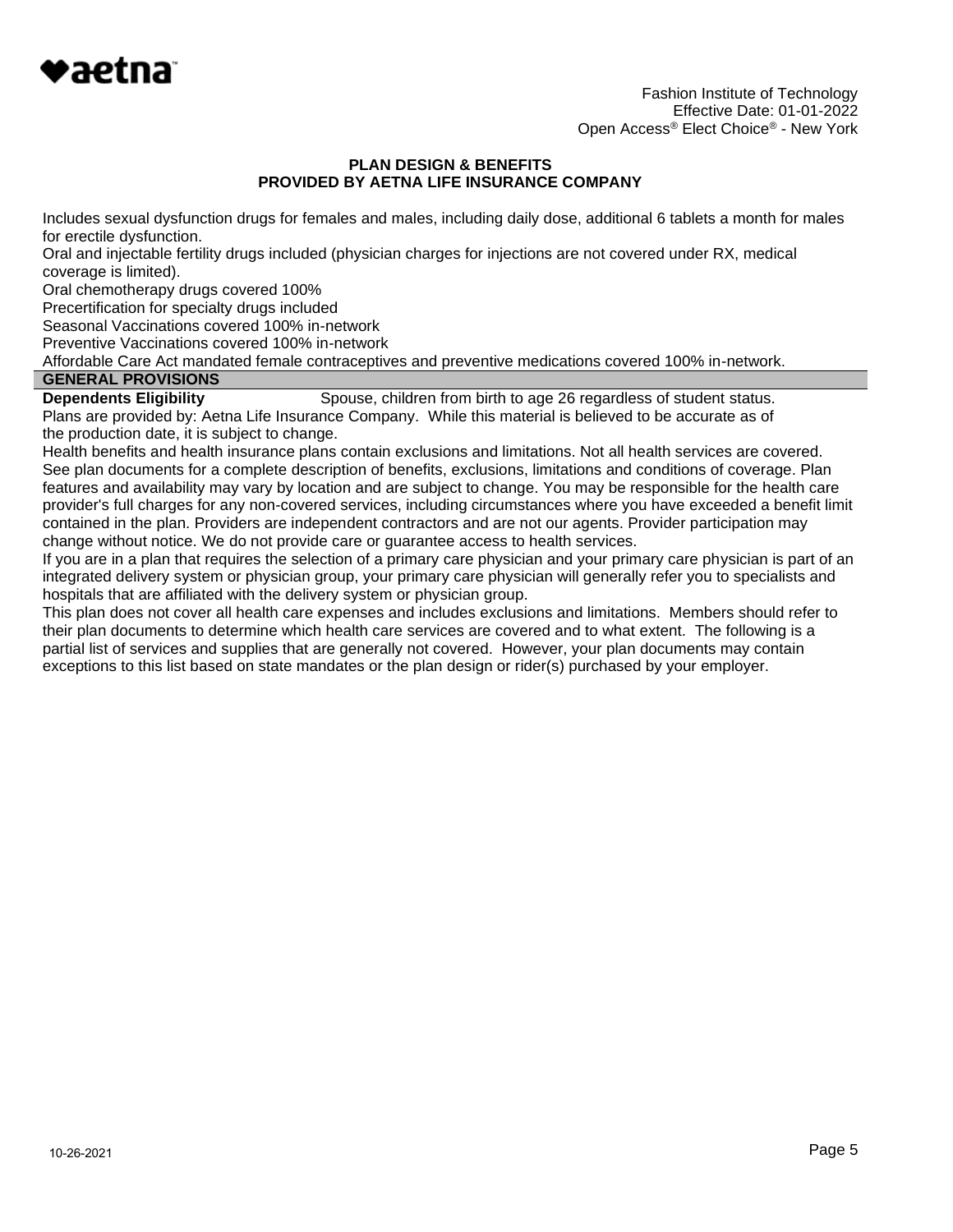Includes sexual dysfunction drugs for females and males, including daily dose, additional 6 tablets a month for males for erectile dysfunction.

Oral and injectable fertility drugs included (physician charges for injections are not covered under RX, medical coverage is limited).

Oral chemotherapy drugs covered 100%

Precertification for specialty drugs included

Seasonal Vaccinations covered 100% in-network

Preventive Vaccinations covered 100% in-network

Affordable Care Act mandated female contraceptives and preventive medications covered 100% in-network.

## GENERAL PROVISIONS

**Dependents Eligibility** Spouse, children from birth to age 26 regardless of student status.

Plans are provided by: Aetna Life Insurance Company. While this material is believed to be accurate as of the production date, it is subject to change.

Health benefits and health insurance plans contain exclusions and limitations. Not all health services are covered. See plan documents for a complete description of benefits, exclusions, limitations and conditions of coverage. Plan features and availability may vary by location and are subject to change. You may be responsible for the health care provider's full charges for any non-covered services, including circumstances where you have exceeded a benefit limit contained in the plan. Providers are independent contractors and are not our agents. Provider participation may change without notice. We do not provide care or guarantee access to health services.

If you are in a plan that requires the selection of a primary care physician and your primary care physician is part of an integrated delivery system or physician group, your primary care physician will generally refer you to specialists and hospitals that are affiliated with the delivery system or physician group.

This plan does not cover all health care expenses and includes exclusions and limitations. Members should refer to their plan documents to determine which health care services are covered and to what extent. The following is a partial list of services and supplies that are generally not covered. However, your plan documents may contain exceptions to this list based on state mandates or the plan design or rider(s) purchased by your employer.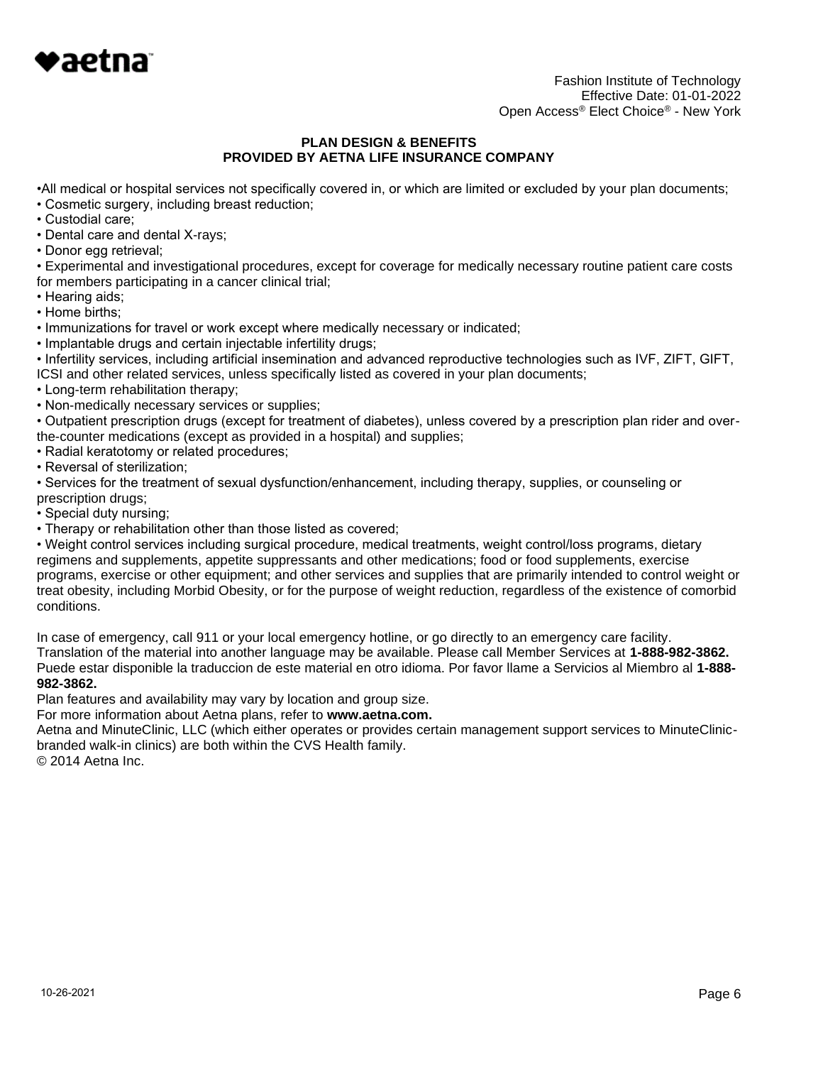Fashion Institute of Technology
Effective Date: 01-01-2022
Open Access® Elect Choice® - New York

**PLAN DESIGN & BENEFITS**
**PROVIDED BY AETNA LIFE INSURANCE COMPANY**

- All medical or hospital services not specifically covered in, or which are limited or excluded by your plan documents;
- Cosmetic surgery, including breast reduction;
- Custodial care;
- Dental care and dental X-rays;
- Donor egg retrieval;
- Experimental and investigational procedures, except for coverage for medically necessary routine patient care costs for members participating in a cancer clinical trial;
- Hearing aids;
- Home births;
- Immunizations for travel or work except where medically necessary or indicated;
- Implantable drugs and certain injectable infertility drugs;
- Infertility services, including artificial insemination and advanced reproductive technologies such as IVF, ZIFT, GIFT, ICSI and other related services, unless specifically listed as covered in your plan documents;
- Long-term rehabilitation therapy;
- Non-medically necessary services or supplies;
- Outpatient prescription drugs (except for treatment of diabetes), unless covered by a prescription plan rider and over-the-counter medications (except as provided in a hospital) and supplies;
- Radial keratotomy or related procedures;
- Reversal of sterilization;
- Services for the treatment of sexual dysfunction/enhancement, including therapy, supplies, or counseling or prescription drugs;
- Special duty nursing;
- Therapy or rehabilitation other than those listed as covered;
- Weight control services including surgical procedure, medical treatments, weight control/loss programs, dietary regimens and supplements, appetite suppressants and other medications; food or food supplements, exercise programs, exercise or other equipment; and other services and supplies that are primarily intended to control weight or treat obesity, including Morbid Obesity, or for the purpose of weight reduction, regardless of the existence of comorbid conditions.

In case of emergency, call 911 or your local emergency hotline, or go directly to an emergency care facility.
Translation of the material into another language may be available. Please call Member Services at **1-888-982-3862.**
Puede estar disponible la traduccion de este material en otro idioma. Por favor llame a Servicios al Miembro al **1-888-982-3862.**
Plan features and availability may vary by location and group size.
For more information about Aetna plans, refer to **www.aetna.com.**
Aetna and MinuteClinic, LLC (which either operates or provides certain management support services to MinuteClinic-branded walk-in clinics) are both within the CVS Health family.
© 2014 Aetna Inc.

10-26-2021